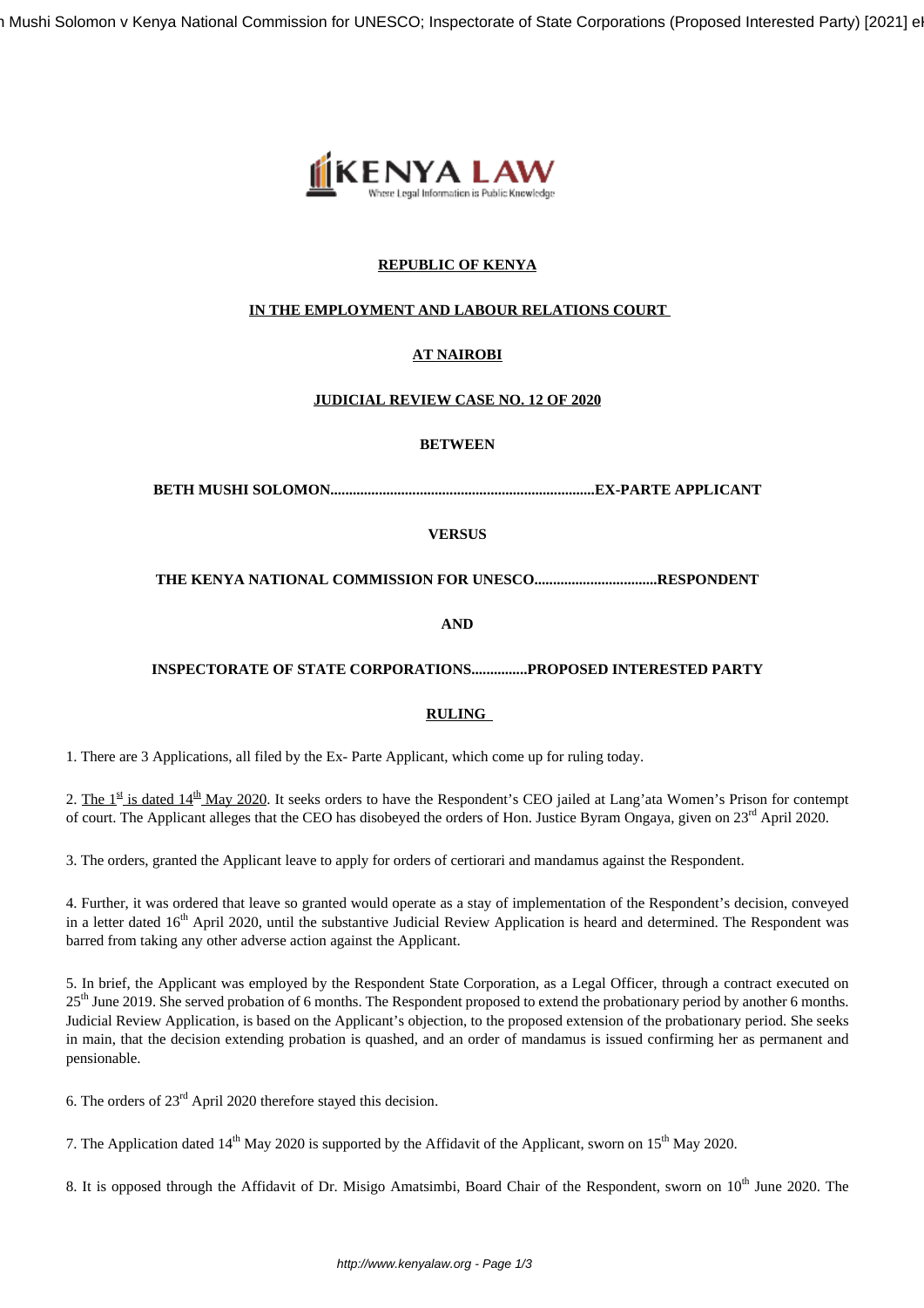**REPUBLIC OF KENYA**

**IN THE EMPLOYMENT AND LABOUR RELATIONS COURT**

**AT NAIROBI**

**JUDICIAL REVIEW CASE NO. 12 OF 2020**

**BETWEEN**

**BETH MUSHI SOLOMON.......................................................................EX-PARTE APPLICANT**

**VERSUS**

**THE KENYA NATIONAL COMMISSION FOR UNESCO.................................RESPONDENT**

**AND**

**INSPECTORATE OF STATE CORPORATIONS...............PROPOSED INTERESTED PARTY**

**RULING**

1. There are 3 Applications, all filed by the Ex- Parte Applicant, which come up for ruling today.

2. The 1st is dated 14th May 2020. It seeks orders to have the Respondent's CEO jailed at Lang'ata Women's Prison for contempt of court. The Applicant alleges that the CEO has disobeyed the orders of Hon. Justice Byram Ongaya, given on 23rd April 2020.

3. The orders, granted the Applicant leave to apply for orders of certiorari and mandamus against the Respondent.

4. Further, it was ordered that leave so granted would operate as a stay of implementation of the Respondent's decision, conveyed in a letter dated 16th April 2020, until the substantive Judicial Review Application is heard and determined. The Respondent was barred from taking any other adverse action against the Applicant.

5. In brief, the Applicant was employed by the Respondent State Corporation, as a Legal Officer, through a contract executed on 25th June 2019. She served probation of 6 months. The Respondent proposed to extend the probationary period by another 6 months. Judicial Review Application, is based on the Applicant's objection, to the proposed extension of the probationary period. She seeks in main, that the decision extending probation is quashed, and an order of mandamus is issued confirming her as permanent and pensionable.

6. The orders of 23rd April 2020 therefore stayed this decision.

7. The Application dated 14th May 2020 is supported by the Affidavit of the Applicant, sworn on 15th May 2020.

8. It is opposed through the Affidavit of Dr. Misigo Amatsimbi, Board Chair of the Respondent, sworn on 10th June 2020. The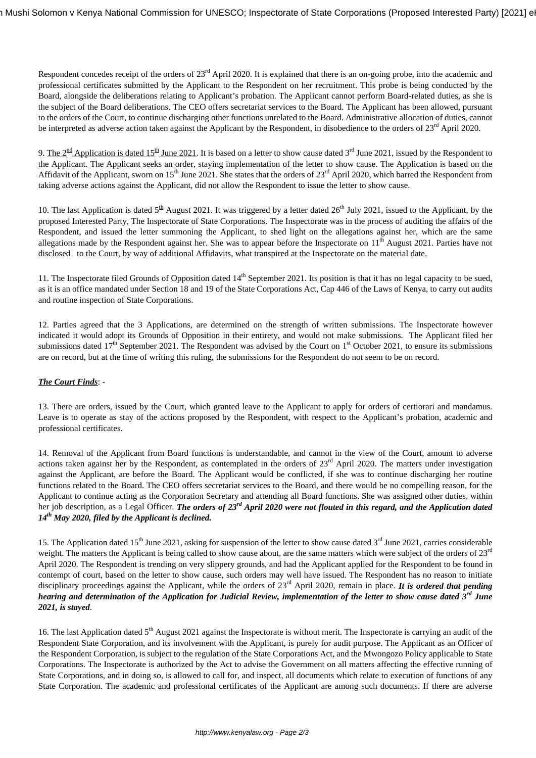Respondent concedes receipt of the orders of 23rd April 2020. It is explained that there is an on-going probe, into the academic and professional certificates submitted by the Applicant to the Respondent on her recruitment. This probe is being conducted by the Board, alongside the deliberations relating to Applicant's probation. The Applicant cannot perform Board-related duties, as she is the subject of the Board deliberations. The CEO offers secretariat services to the Board. The Applicant has been allowed, pursuant to the orders of the Court, to continue discharging other functions unrelated to the Board. Administrative allocation of duties, cannot be interpreted as adverse action taken against the Applicant by the Respondent, in disobedience to the orders of 23rd April 2020.

9. <u>The 2nd Application is dated 15th June 2021</u>. It is based on a letter to show cause dated 3rd June 2021, issued by the Respondent to the Applicant. The Applicant seeks an order, staying implementation of the letter to show cause. The Application is based on the Affidavit of the Applicant, sworn on 15th June 2021. She states that the orders of 23rd April 2020, which barred the Respondent from taking adverse actions against the Applicant, did not allow the Respondent to issue the letter to show cause.

10. <u>The last Application is dated 5th August 2021</u>. It was triggered by a letter dated 26th July 2021, issued to the Applicant, by the proposed Interested Party, The Inspectorate of State Corporations. The Inspectorate was in the process of auditing the affairs of the Respondent, and issued the letter summoning the Applicant, to shed light on the allegations against her, which are the same allegations made by the Respondent against her. She was to appear before the Inspectorate on 11th August 2021. Parties have not disclosed to the Court, by way of additional Affidavits, what transpired at the Inspectorate on the material date.

11. The Inspectorate filed Grounds of Opposition dated 14th September 2021. Its position is that it has no legal capacity to be sued, as it is an office mandated under Section 18 and 19 of the State Corporations Act, Cap 446 of the Laws of Kenya, to carry out audits and routine inspection of State Corporations.

12. Parties agreed that the 3 Applications, are determined on the strength of written submissions. The Inspectorate however indicated it would adopt its Grounds of Opposition in their entirety, and would not make submissions. The Applicant filed her submissions dated 17th September 2021. The Respondent was advised by the Court on 1st October 2021, to ensure its submissions are on record, but at the time of writing this ruling, the submissions for the Respondent do not seem to be on record.

***<u>The Court Finds</u>***: -

13. There are orders, issued by the Court, which granted leave to the Applicant to apply for orders of certiorari and mandamus. Leave is to operate as stay of the actions proposed by the Respondent, with respect to the Applicant's probation, academic and professional certificates.

14. Removal of the Applicant from Board functions is understandable, and cannot in the view of the Court, amount to adverse actions taken against her by the Respondent, as contemplated in the orders of 23rd April 2020. The matters under investigation against the Applicant, are before the Board. The Applicant would be conflicted, if she was to continue discharging her routine functions related to the Board. The CEO offers secretariat services to the Board, and there would be no compelling reason, for the Applicant to continue acting as the Corporation Secretary and attending all Board functions. She was assigned other duties, within her job description, as a Legal Officer. ***The orders of 23rd April 2020 were not flouted in this regard, and the Application dated 14th May 2020, filed by the Applicant is declined.***

15. The Application dated 15th June 2021, asking for suspension of the letter to show cause dated 3rd June 2021, carries considerable weight. The matters the Applicant is being called to show cause about, are the same matters which were subject of the orders of 23rd April 2020. The Respondent is trending on very slippery grounds, and had the Applicant applied for the Respondent to be found in contempt of court, based on the letter to show cause, such orders may well have issued. The Respondent has no reason to initiate disciplinary proceedings against the Applicant, while the orders of 23rd April 2020, remain in place. ***It is ordered that pending hearing and determination of the Application for Judicial Review, implementation of the letter to show cause dated 3rd June 2021, is stayed***.

16. The last Application dated 5th August 2021 against the Inspectorate is without merit. The Inspectorate is carrying an audit of the Respondent State Corporation, and its involvement with the Applicant, is purely for audit purpose. The Applicant as an Officer of the Respondent Corporation, is subject to the regulation of the State Corporations Act, and the Mwongozo Policy applicable to State Corporations. The Inspectorate is authorized by the Act to advise the Government on all matters affecting the effective running of State Corporations, and in doing so, is allowed to call for, and inspect, all documents which relate to execution of functions of any State Corporation. The academic and professional certificates of the Applicant are among such documents. If there are adverse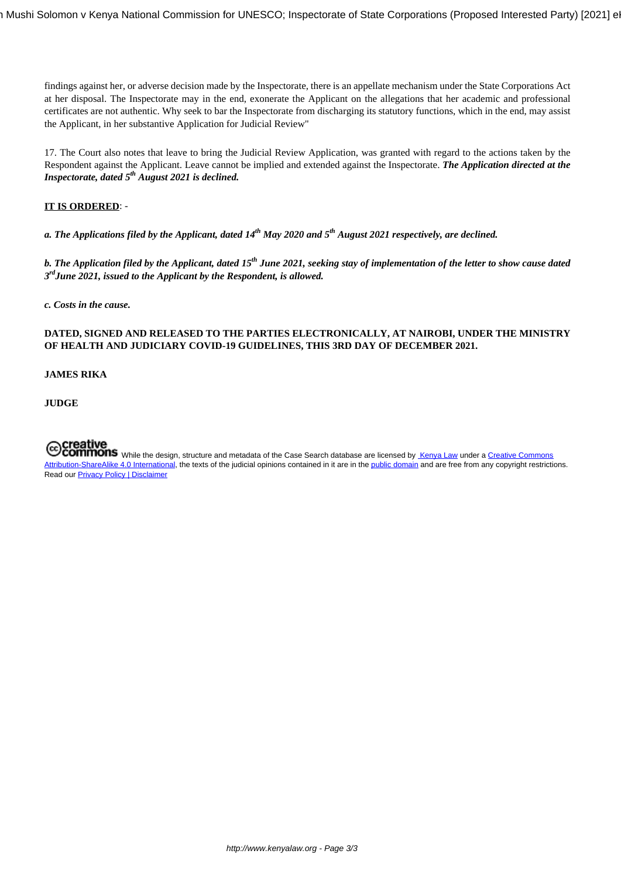findings against her, or adverse decision made by the Inspectorate, there is an appellate mechanism under the State Corporations Act at her disposal. The Inspectorate may in the end, exonerate the Applicant on the allegations that her academic and professional certificates are not authentic. Why seek to bar the Inspectorate from discharging its statutory functions, which in the end, may assist the Applicant, in her substantive Application for Judicial Review"

17. The Court also notes that leave to bring the Judicial Review Application, was granted with regard to the actions taken by the Respondent against the Applicant. Leave cannot be implied and extended against the Inspectorate. ***The Application directed at the Inspectorate, dated 5th August 2021 is declined.***

**<u>IT IS ORDERED</u>**: -

***a. The Applications filed by the Applicant, dated 14th May 2020 and 5th August 2021 respectively, are declined.***

***b. The Application filed by the Applicant, dated 15th June 2021, seeking stay of implementation of the letter to show cause dated 3rd June 2021, issued to the Applicant by the Respondent, is allowed.***

***c. Costs in the cause.***

**DATED, SIGNED AND RELEASED TO THE PARTIES ELECTRONICALLY, AT NAIROBI, UNDER THE MINISTRY OF HEALTH AND JUDICIARY COVID-19 GUIDELINES, THIS 3RD DAY OF DECEMBER 2021.**

**JAMES RIKA**

**JUDGE**

While the design, structure and metadata of the Case Search database are licensed by Kenya Law under a Creative Commons Attribution-ShareAlike 4.0 International, the texts of the judicial opinions contained in it are in the public domain and are free from any copyright restrictions. Read our Privacy Policy | Disclaimer